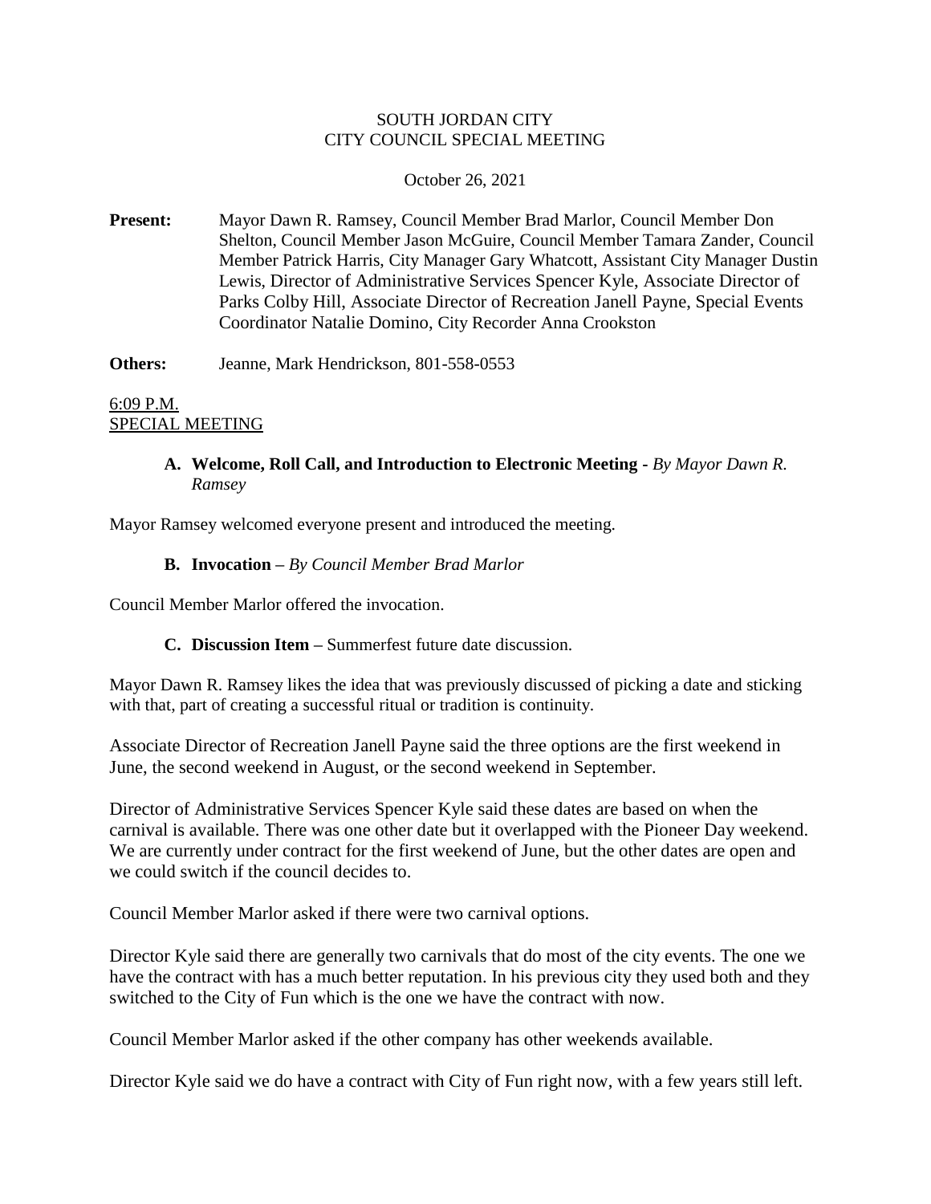SOUTH JORDAN CITY
CITY COUNCIL SPECIAL MEETING

October 26, 2021

**Present:** Mayor Dawn R. Ramsey, Council Member Brad Marlor, Council Member Don Shelton, Council Member Jason McGuire, Council Member Tamara Zander, Council Member Patrick Harris, City Manager Gary Whatcott, Assistant City Manager Dustin Lewis, Director of Administrative Services Spencer Kyle, Associate Director of Parks Colby Hill, Associate Director of Recreation Janell Payne, Special Events Coordinator Natalie Domino, City Recorder Anna Crookston

**Others:** Jeanne, Mark Hendrickson, 801-558-0553

6:09 P.M.
SPECIAL MEETING

**A. Welcome, Roll Call, and Introduction to Electronic Meeting -** *By Mayor Dawn R. Ramsey*

Mayor Ramsey welcomed everyone present and introduced the meeting.

**B. Invocation –** *By Council Member Brad Marlor*

Council Member Marlor offered the invocation.

**C. Discussion Item –** Summerfest future date discussion.

Mayor Dawn R. Ramsey likes the idea that was previously discussed of picking a date and sticking with that, part of creating a successful ritual or tradition is continuity.

Associate Director of Recreation Janell Payne said the three options are the first weekend in June, the second weekend in August, or the second weekend in September.

Director of Administrative Services Spencer Kyle said these dates are based on when the carnival is available. There was one other date but it overlapped with the Pioneer Day weekend. We are currently under contract for the first weekend of June, but the other dates are open and we could switch if the council decides to.

Council Member Marlor asked if there were two carnival options.

Director Kyle said there are generally two carnivals that do most of the city events. The one we have the contract with has a much better reputation. In his previous city they used both and they switched to the City of Fun which is the one we have the contract with now.

Council Member Marlor asked if the other company has other weekends available.

Director Kyle said we do have a contract with City of Fun right now, with a few years still left.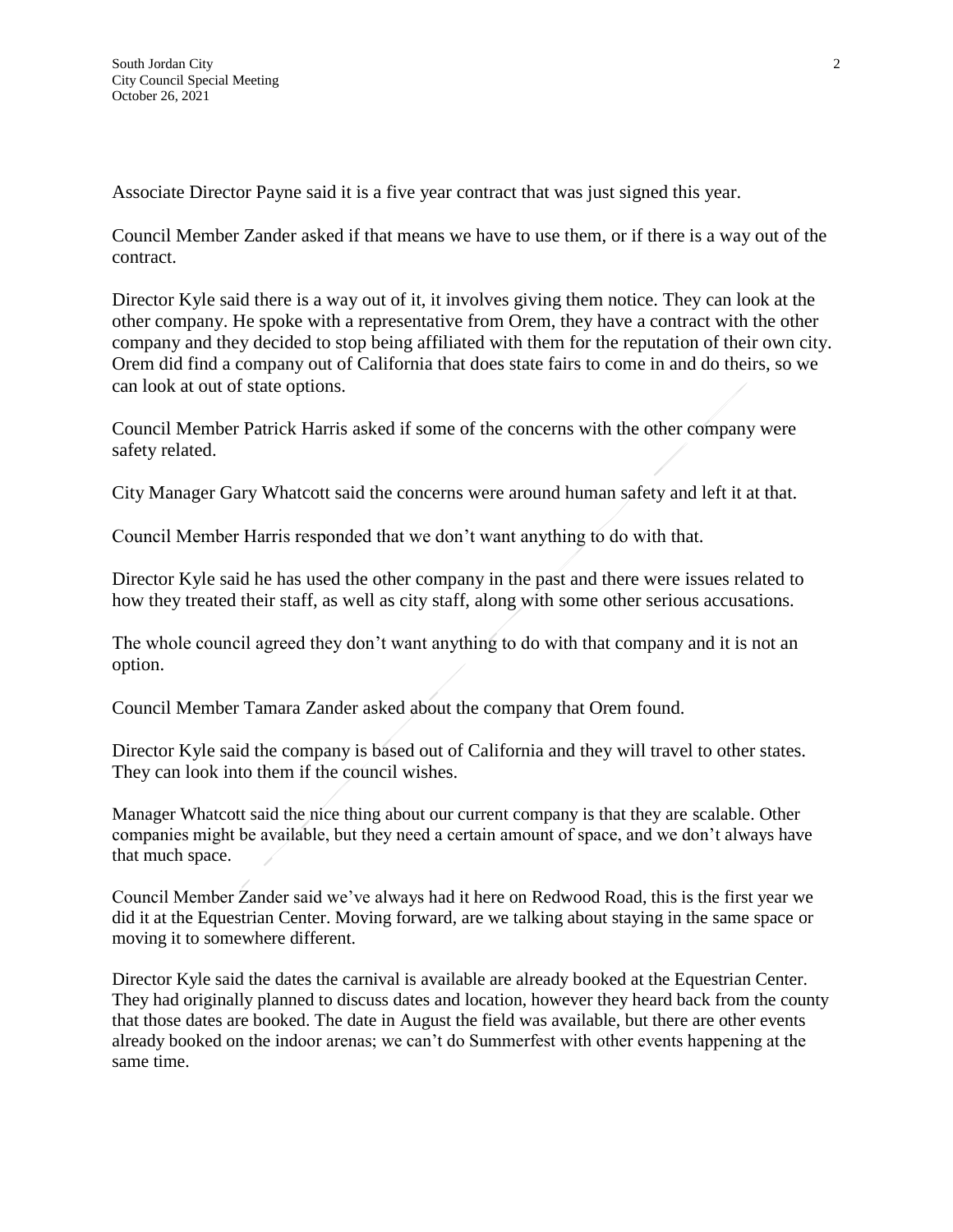Associate Director Payne said it is a five year contract that was just signed this year.

Council Member Zander asked if that means we have to use them, or if there is a way out of the contract.

Director Kyle said there is a way out of it, it involves giving them notice. They can look at the other company. He spoke with a representative from Orem, they have a contract with the other company and they decided to stop being affiliated with them for the reputation of their own city. Orem did find a company out of California that does state fairs to come in and do theirs, so we can look at out of state options.

Council Member Patrick Harris asked if some of the concerns with the other company were safety related.

City Manager Gary Whatcott said the concerns were around human safety and left it at that.

Council Member Harris responded that we don't want anything to do with that.

Director Kyle said he has used the other company in the past and there were issues related to how they treated their staff, as well as city staff, along with some other serious accusations.

The whole council agreed they don't want anything to do with that company and it is not an option.

Council Member Tamara Zander asked about the company that Orem found.

Director Kyle said the company is based out of California and they will travel to other states. They can look into them if the council wishes.

Manager Whatcott said the nice thing about our current company is that they are scalable. Other companies might be available, but they need a certain amount of space, and we don't always have that much space.

Council Member Zander said we've always had it here on Redwood Road, this is the first year we did it at the Equestrian Center. Moving forward, are we talking about staying in the same space or moving it to somewhere different.

Director Kyle said the dates the carnival is available are already booked at the Equestrian Center. They had originally planned to discuss dates and location, however they heard back from the county that those dates are booked. The date in August the field was available, but there are other events already booked on the indoor arenas; we can't do Summerfest with other events happening at the same time.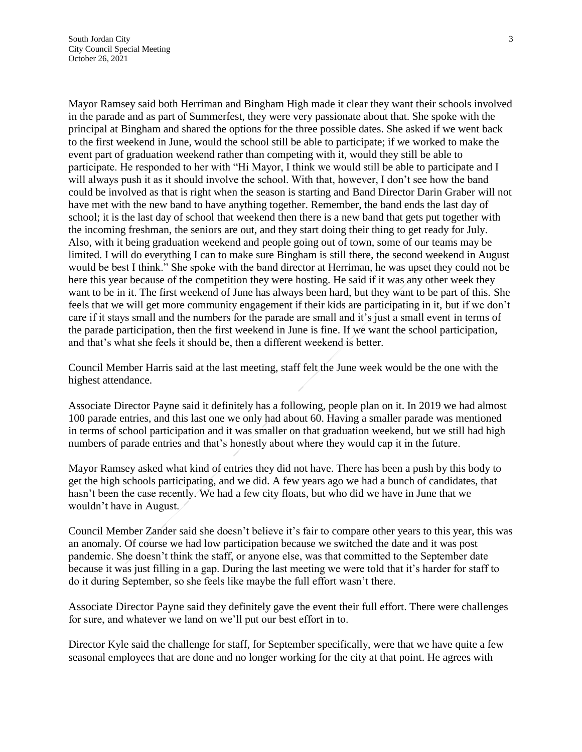Mayor Ramsey said both Herriman and Bingham High made it clear they want their schools involved in the parade and as part of Summerfest, they were very passionate about that. She spoke with the principal at Bingham and shared the options for the three possible dates. She asked if we went back to the first weekend in June, would the school still be able to participate; if we worked to make the event part of graduation weekend rather than competing with it, would they still be able to participate. He responded to her with "Hi Mayor, I think we would still be able to participate and I will always push it as it should involve the school. With that, however, I don't see how the band could be involved as that is right when the season is starting and Band Director Darin Graber will not have met with the new band to have anything together. Remember, the band ends the last day of school; it is the last day of school that weekend then there is a new band that gets put together with the incoming freshman, the seniors are out, and they start doing their thing to get ready for July. Also, with it being graduation weekend and people going out of town, some of our teams may be limited. I will do everything I can to make sure Bingham is still there, the second weekend in August would be best I think." She spoke with the band director at Herriman, he was upset they could not be here this year because of the competition they were hosting. He said if it was any other week they want to be in it. The first weekend of June has always been hard, but they want to be part of this. She feels that we will get more community engagement if their kids are participating in it, but if we don't care if it stays small and the numbers for the parade are small and it's just a small event in terms of the parade participation, then the first weekend in June is fine. If we want the school participation, and that's what she feels it should be, then a different weekend is better.

Council Member Harris said at the last meeting, staff felt the June week would be the one with the highest attendance.

Associate Director Payne said it definitely has a following, people plan on it. In 2019 we had almost 100 parade entries, and this last one we only had about 60. Having a smaller parade was mentioned in terms of school participation and it was smaller on that graduation weekend, but we still had high numbers of parade entries and that's honestly about where they would cap it in the future.

Mayor Ramsey asked what kind of entries they did not have. There has been a push by this body to get the high schools participating, and we did. A few years ago we had a bunch of candidates, that hasn't been the case recently. We had a few city floats, but who did we have in June that we wouldn't have in August.

Council Member Zander said she doesn't believe it's fair to compare other years to this year, this was an anomaly. Of course we had low participation because we switched the date and it was post pandemic. She doesn't think the staff, or anyone else, was that committed to the September date because it was just filling in a gap. During the last meeting we were told that it's harder for staff to do it during September, so she feels like maybe the full effort wasn't there.

Associate Director Payne said they definitely gave the event their full effort. There were challenges for sure, and whatever we land on we'll put our best effort in to.

Director Kyle said the challenge for staff, for September specifically, were that we have quite a few seasonal employees that are done and no longer working for the city at that point. He agrees with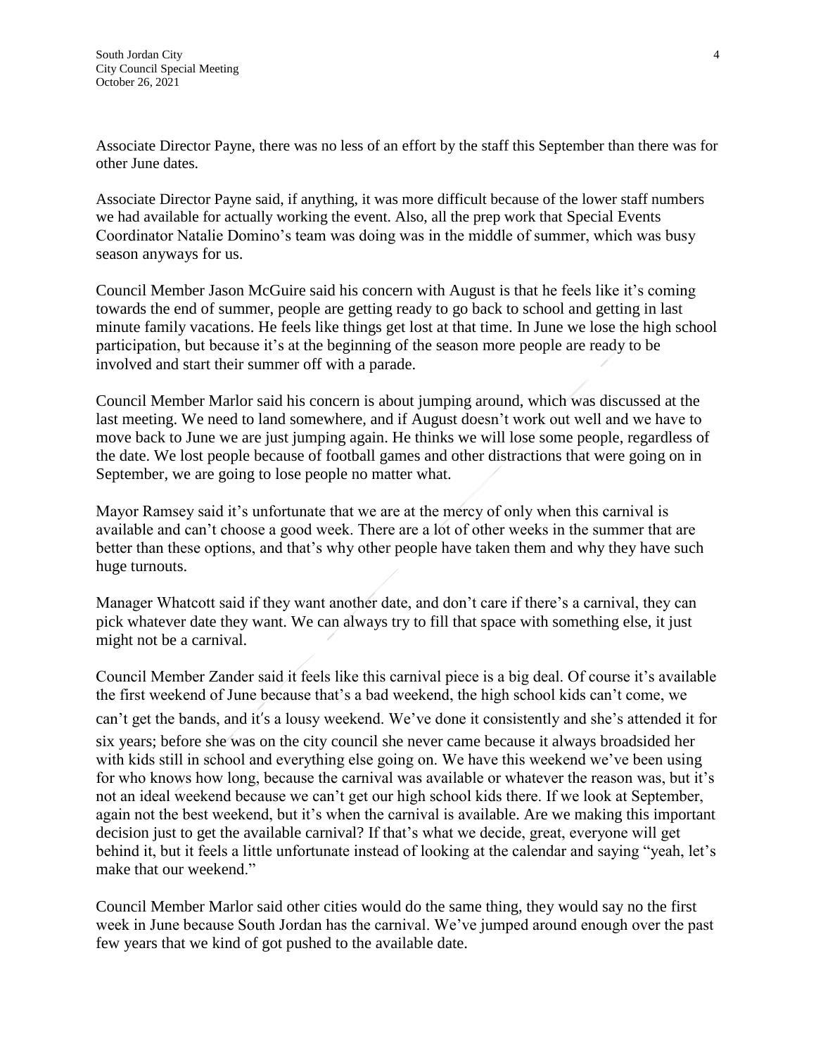Associate Director Payne, there was no less of an effort by the staff this September than there was for other June dates.

Associate Director Payne said, if anything, it was more difficult because of the lower staff numbers we had available for actually working the event. Also, all the prep work that Special Events Coordinator Natalie Domino's team was doing was in the middle of summer, which was busy season anyways for us.

Council Member Jason McGuire said his concern with August is that he feels like it's coming towards the end of summer, people are getting ready to go back to school and getting in last minute family vacations. He feels like things get lost at that time. In June we lose the high school participation, but because it's at the beginning of the season more people are ready to be involved and start their summer off with a parade.

Council Member Marlor said his concern is about jumping around, which was discussed at the last meeting. We need to land somewhere, and if August doesn't work out well and we have to move back to June we are just jumping again. He thinks we will lose some people, regardless of the date. We lost people because of football games and other distractions that were going on in September, we are going to lose people no matter what.

Mayor Ramsey said it's unfortunate that we are at the mercy of only when this carnival is available and can't choose a good week. There are a lot of other weeks in the summer that are better than these options, and that's why other people have taken them and why they have such huge turnouts.

Manager Whatcott said if they want another date, and don't care if there's a carnival, they can pick whatever date they want. We can always try to fill that space with something else, it just might not be a carnival.

Council Member Zander said it feels like this carnival piece is a big deal. Of course it's available the first weekend of June because that's a bad weekend, the high school kids can't come, we can't get the bands, and it's a lousy weekend. We've done it consistently and she's attended it for six years; before she was on the city council she never came because it always broadsided her with kids still in school and everything else going on. We have this weekend we've been using for who knows how long, because the carnival was available or whatever the reason was, but it's not an ideal weekend because we can't get our high school kids there. If we look at September, again not the best weekend, but it's when the carnival is available. Are we making this important decision just to get the available carnival? If that's what we decide, great, everyone will get behind it, but it feels a little unfortunate instead of looking at the calendar and saying "yeah, let's make that our weekend."

Council Member Marlor said other cities would do the same thing, they would say no the first week in June because South Jordan has the carnival. We've jumped around enough over the past few years that we kind of got pushed to the available date.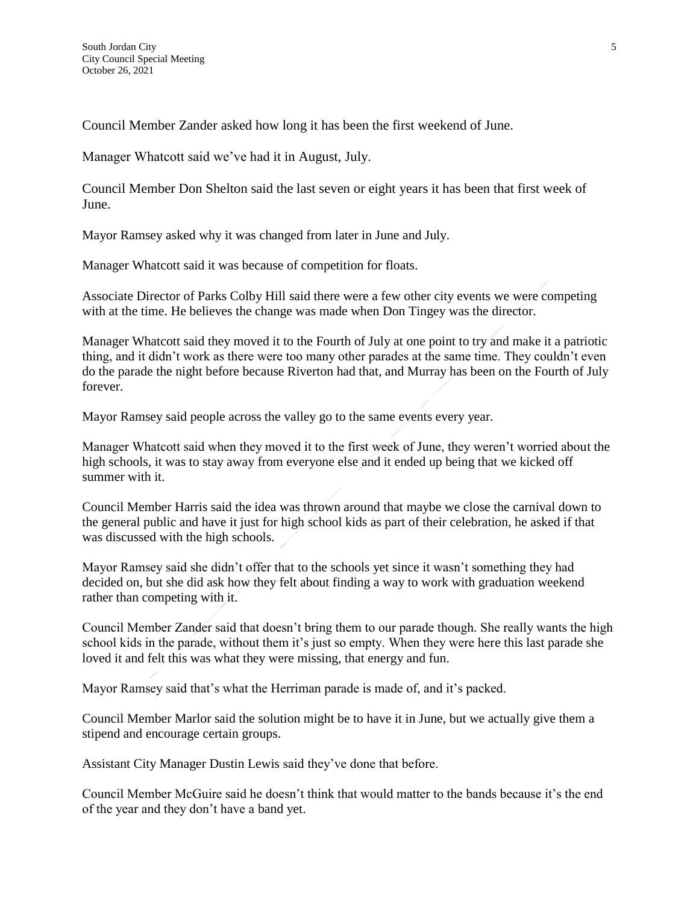Council Member Zander asked how long it has been the first weekend of June.

Manager Whatcott said we've had it in August, July.

Council Member Don Shelton said the last seven or eight years it has been that first week of June.

Mayor Ramsey asked why it was changed from later in June and July.

Manager Whatcott said it was because of competition for floats.

Associate Director of Parks Colby Hill said there were a few other city events we were competing with at the time. He believes the change was made when Don Tingey was the director.

Manager Whatcott said they moved it to the Fourth of July at one point to try and make it a patriotic thing, and it didn't work as there were too many other parades at the same time. They couldn't even do the parade the night before because Riverton had that, and Murray has been on the Fourth of July forever.

Mayor Ramsey said people across the valley go to the same events every year.

Manager Whatcott said when they moved it to the first week of June, they weren't worried about the high schools, it was to stay away from everyone else and it ended up being that we kicked off summer with it.

Council Member Harris said the idea was thrown around that maybe we close the carnival down to the general public and have it just for high school kids as part of their celebration, he asked if that was discussed with the high schools.

Mayor Ramsey said she didn't offer that to the schools yet since it wasn't something they had decided on, but she did ask how they felt about finding a way to work with graduation weekend rather than competing with it.

Council Member Zander said that doesn't bring them to our parade though. She really wants the high school kids in the parade, without them it's just so empty. When they were here this last parade she loved it and felt this was what they were missing, that energy and fun.

Mayor Ramsey said that's what the Herriman parade is made of, and it's packed.

Council Member Marlor said the solution might be to have it in June, but we actually give them a stipend and encourage certain groups.

Assistant City Manager Dustin Lewis said they've done that before.

Council Member McGuire said he doesn't think that would matter to the bands because it's the end of the year and they don't have a band yet.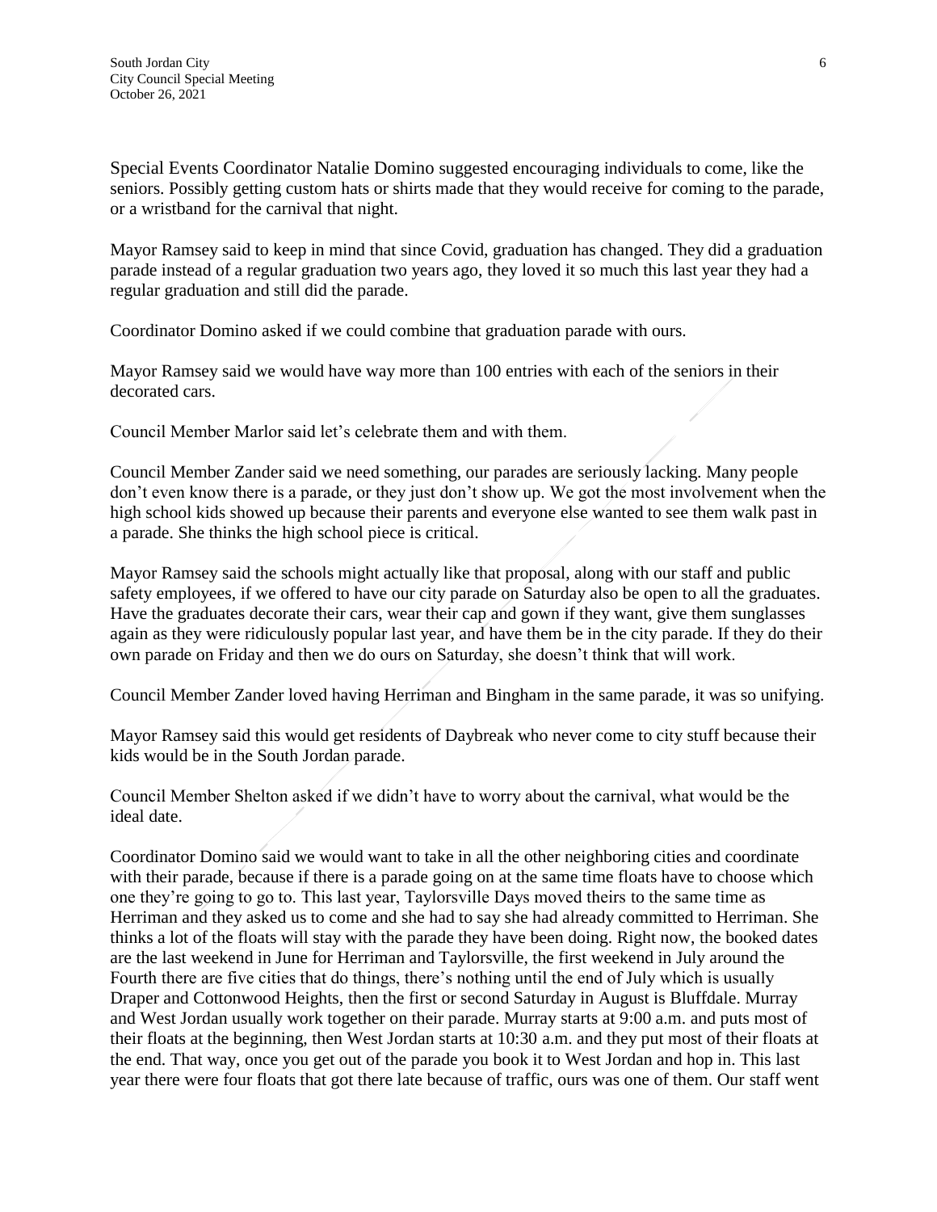Special Events Coordinator Natalie Domino suggested encouraging individuals to come, like the seniors. Possibly getting custom hats or shirts made that they would receive for coming to the parade, or a wristband for the carnival that night.

Mayor Ramsey said to keep in mind that since Covid, graduation has changed. They did a graduation parade instead of a regular graduation two years ago, they loved it so much this last year they had a regular graduation and still did the parade.

Coordinator Domino asked if we could combine that graduation parade with ours.

Mayor Ramsey said we would have way more than 100 entries with each of the seniors in their decorated cars.

Council Member Marlor said let's celebrate them and with them.

Council Member Zander said we need something, our parades are seriously lacking. Many people don't even know there is a parade, or they just don't show up. We got the most involvement when the high school kids showed up because their parents and everyone else wanted to see them walk past in a parade. She thinks the high school piece is critical.

Mayor Ramsey said the schools might actually like that proposal, along with our staff and public safety employees, if we offered to have our city parade on Saturday also be open to all the graduates. Have the graduates decorate their cars, wear their cap and gown if they want, give them sunglasses again as they were ridiculously popular last year, and have them be in the city parade. If they do their own parade on Friday and then we do ours on Saturday, she doesn't think that will work.

Council Member Zander loved having Herriman and Bingham in the same parade, it was so unifying.

Mayor Ramsey said this would get residents of Daybreak who never come to city stuff because their kids would be in the South Jordan parade.

Council Member Shelton asked if we didn't have to worry about the carnival, what would be the ideal date.

Coordinator Domino said we would want to take in all the other neighboring cities and coordinate with their parade, because if there is a parade going on at the same time floats have to choose which one they're going to go to. This last year, Taylorsville Days moved theirs to the same time as Herriman and they asked us to come and she had to say she had already committed to Herriman. She thinks a lot of the floats will stay with the parade they have been doing. Right now, the booked dates are the last weekend in June for Herriman and Taylorsville, the first weekend in July around the Fourth there are five cities that do things, there's nothing until the end of July which is usually Draper and Cottonwood Heights, then the first or second Saturday in August is Bluffdale. Murray and West Jordan usually work together on their parade. Murray starts at 9:00 a.m. and puts most of their floats at the beginning, then West Jordan starts at 10:30 a.m. and they put most of their floats at the end. That way, once you get out of the parade you book it to West Jordan and hop in. This last year there were four floats that got there late because of traffic, ours was one of them. Our staff went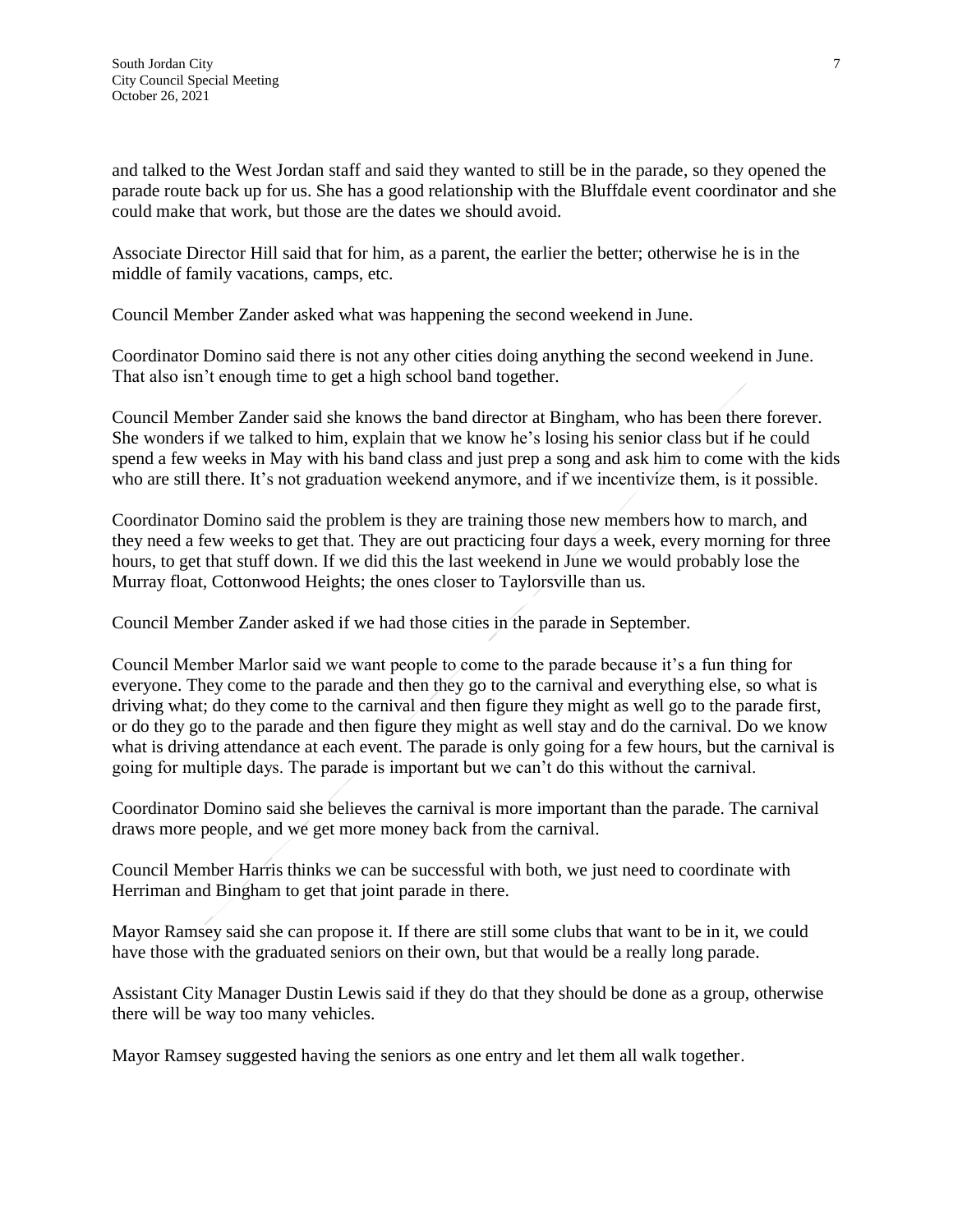and talked to the West Jordan staff and said they wanted to still be in the parade, so they opened the parade route back up for us. She has a good relationship with the Bluffdale event coordinator and she could make that work, but those are the dates we should avoid.

Associate Director Hill said that for him, as a parent, the earlier the better; otherwise he is in the middle of family vacations, camps, etc.

Council Member Zander asked what was happening the second weekend in June.

Coordinator Domino said there is not any other cities doing anything the second weekend in June. That also isn't enough time to get a high school band together.

Council Member Zander said she knows the band director at Bingham, who has been there forever. She wonders if we talked to him, explain that we know he's losing his senior class but if he could spend a few weeks in May with his band class and just prep a song and ask him to come with the kids who are still there. It's not graduation weekend anymore, and if we incentivize them, is it possible.

Coordinator Domino said the problem is they are training those new members how to march, and they need a few weeks to get that. They are out practicing four days a week, every morning for three hours, to get that stuff down. If we did this the last weekend in June we would probably lose the Murray float, Cottonwood Heights; the ones closer to Taylorsville than us.

Council Member Zander asked if we had those cities in the parade in September.

Council Member Marlor said we want people to come to the parade because it's a fun thing for everyone. They come to the parade and then they go to the carnival and everything else, so what is driving what; do they come to the carnival and then figure they might as well go to the parade first, or do they go to the parade and then figure they might as well stay and do the carnival. Do we know what is driving attendance at each event. The parade is only going for a few hours, but the carnival is going for multiple days. The parade is important but we can't do this without the carnival.

Coordinator Domino said she believes the carnival is more important than the parade. The carnival draws more people, and we get more money back from the carnival.

Council Member Harris thinks we can be successful with both, we just need to coordinate with Herriman and Bingham to get that joint parade in there.

Mayor Ramsey said she can propose it. If there are still some clubs that want to be in it, we could have those with the graduated seniors on their own, but that would be a really long parade.

Assistant City Manager Dustin Lewis said if they do that they should be done as a group, otherwise there will be way too many vehicles.

Mayor Ramsey suggested having the seniors as one entry and let them all walk together.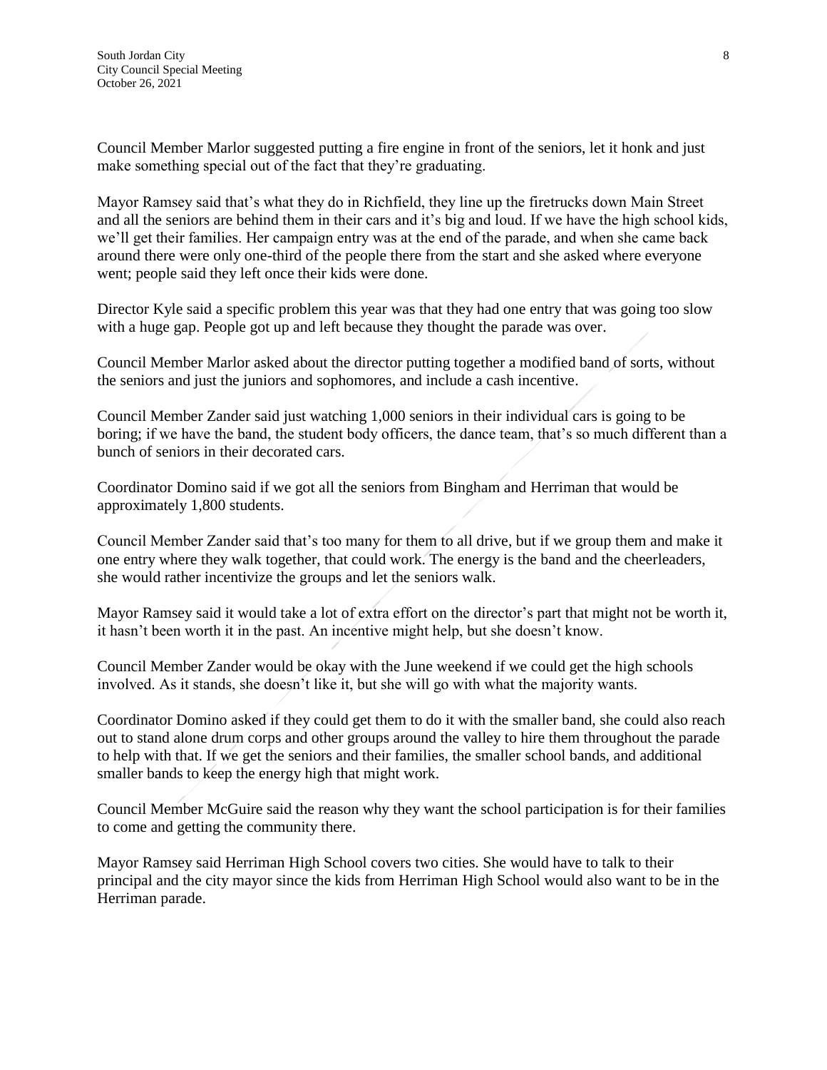Council Member Marlor suggested putting a fire engine in front of the seniors, let it honk and just make something special out of the fact that they're graduating.

Mayor Ramsey said that's what they do in Richfield, they line up the firetrucks down Main Street and all the seniors are behind them in their cars and it's big and loud. If we have the high school kids, we'll get their families. Her campaign entry was at the end of the parade, and when she came back around there were only one-third of the people there from the start and she asked where everyone went; people said they left once their kids were done.

Director Kyle said a specific problem this year was that they had one entry that was going too slow with a huge gap. People got up and left because they thought the parade was over.

Council Member Marlor asked about the director putting together a modified band of sorts, without the seniors and just the juniors and sophomores, and include a cash incentive.

Council Member Zander said just watching 1,000 seniors in their individual cars is going to be boring; if we have the band, the student body officers, the dance team, that's so much different than a bunch of seniors in their decorated cars.

Coordinator Domino said if we got all the seniors from Bingham and Herriman that would be approximately 1,800 students.

Council Member Zander said that's too many for them to all drive, but if we group them and make it one entry where they walk together, that could work. The energy is the band and the cheerleaders, she would rather incentivize the groups and let the seniors walk.

Mayor Ramsey said it would take a lot of extra effort on the director's part that might not be worth it, it hasn't been worth it in the past. An incentive might help, but she doesn't know.

Council Member Zander would be okay with the June weekend if we could get the high schools involved. As it stands, she doesn't like it, but she will go with what the majority wants.

Coordinator Domino asked if they could get them to do it with the smaller band, she could also reach out to stand alone drum corps and other groups around the valley to hire them throughout the parade to help with that. If we get the seniors and their families, the smaller school bands, and additional smaller bands to keep the energy high that might work.

Council Member McGuire said the reason why they want the school participation is for their families to come and getting the community there.

Mayor Ramsey said Herriman High School covers two cities. She would have to talk to their principal and the city mayor since the kids from Herriman High School would also want to be in the Herriman parade.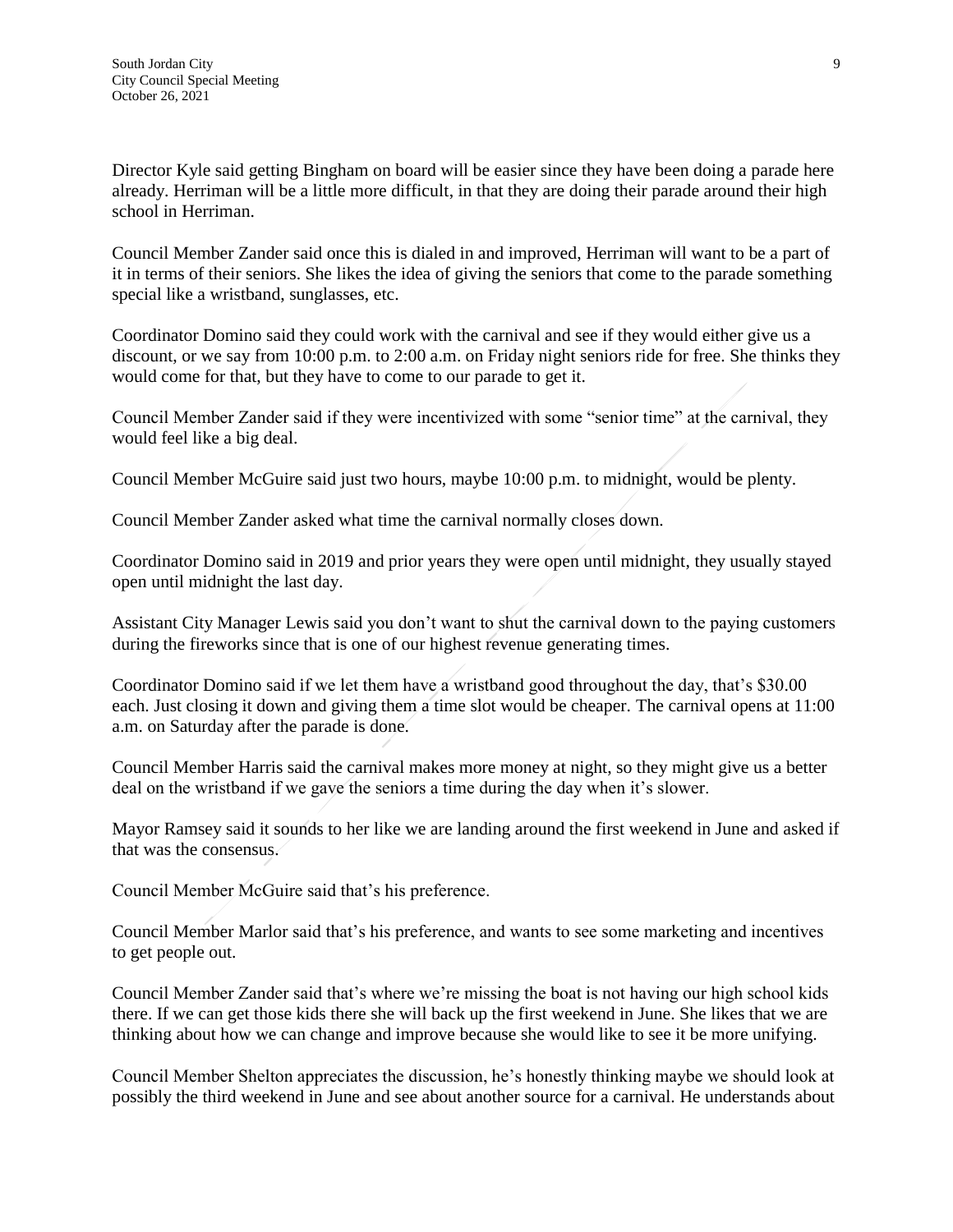Director Kyle said getting Bingham on board will be easier since they have been doing a parade here already. Herriman will be a little more difficult, in that they are doing their parade around their high school in Herriman.

Council Member Zander said once this is dialed in and improved, Herriman will want to be a part of it in terms of their seniors. She likes the idea of giving the seniors that come to the parade something special like a wristband, sunglasses, etc.

Coordinator Domino said they could work with the carnival and see if they would either give us a discount, or we say from 10:00 p.m. to 2:00 a.m. on Friday night seniors ride for free. She thinks they would come for that, but they have to come to our parade to get it.

Council Member Zander said if they were incentivized with some "senior time" at the carnival, they would feel like a big deal.

Council Member McGuire said just two hours, maybe 10:00 p.m. to midnight, would be plenty.

Council Member Zander asked what time the carnival normally closes down.

Coordinator Domino said in 2019 and prior years they were open until midnight, they usually stayed open until midnight the last day.

Assistant City Manager Lewis said you don't want to shut the carnival down to the paying customers during the fireworks since that is one of our highest revenue generating times.

Coordinator Domino said if we let them have a wristband good throughout the day, that's $30.00 each. Just closing it down and giving them a time slot would be cheaper. The carnival opens at 11:00 a.m. on Saturday after the parade is done.

Council Member Harris said the carnival makes more money at night, so they might give us a better deal on the wristband if we gave the seniors a time during the day when it's slower.

Mayor Ramsey said it sounds to her like we are landing around the first weekend in June and asked if that was the consensus.

Council Member McGuire said that's his preference.

Council Member Marlor said that's his preference, and wants to see some marketing and incentives to get people out.

Council Member Zander said that's where we're missing the boat is not having our high school kids there. If we can get those kids there she will back up the first weekend in June. She likes that we are thinking about how we can change and improve because she would like to see it be more unifying.

Council Member Shelton appreciates the discussion, he's honestly thinking maybe we should look at possibly the third weekend in June and see about another source for a carnival. He understands about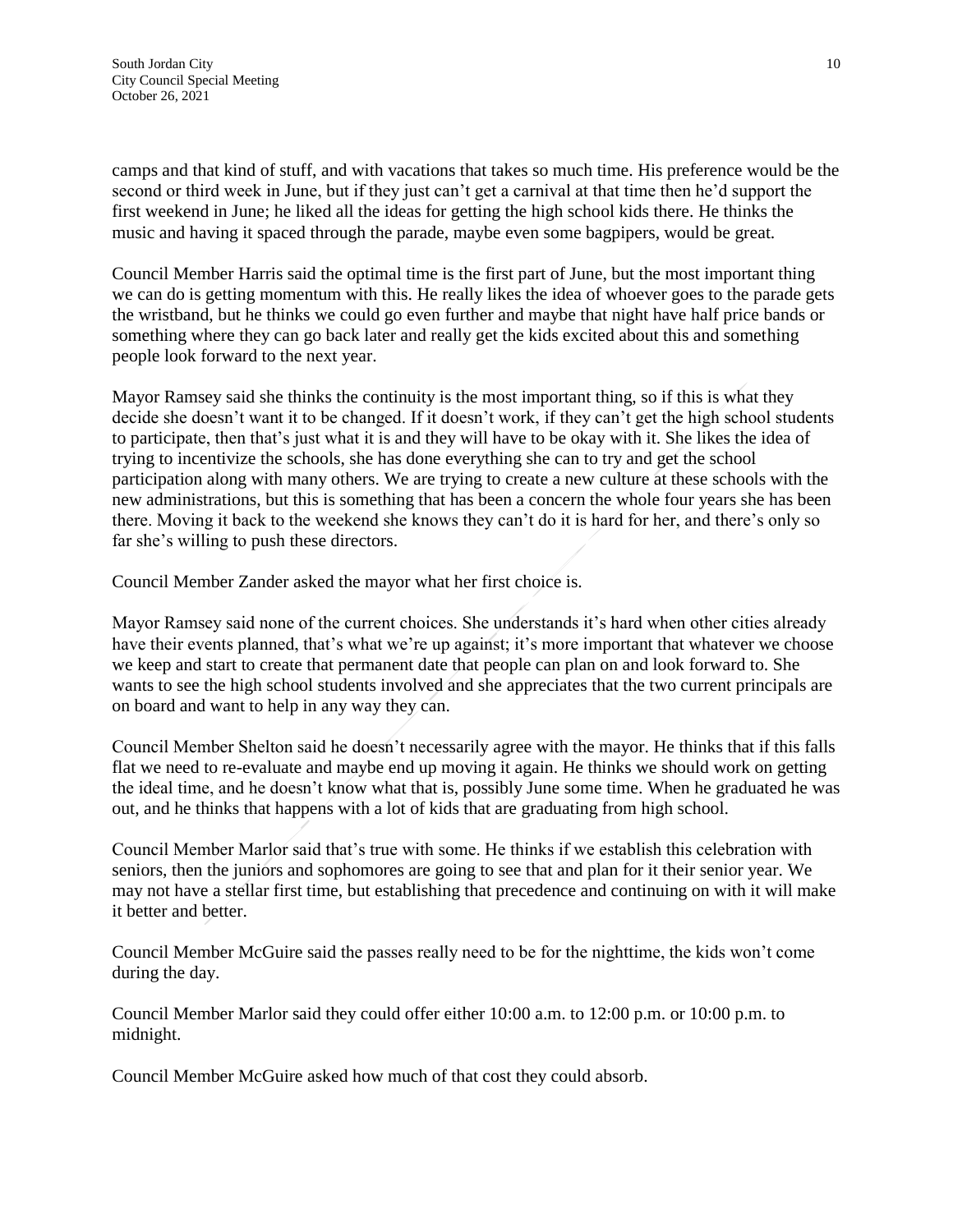camps and that kind of stuff, and with vacations that takes so much time. His preference would be the second or third week in June, but if they just can't get a carnival at that time then he'd support the first weekend in June; he liked all the ideas for getting the high school kids there. He thinks the music and having it spaced through the parade, maybe even some bagpipers, would be great.

Council Member Harris said the optimal time is the first part of June, but the most important thing we can do is getting momentum with this. He really likes the idea of whoever goes to the parade gets the wristband, but he thinks we could go even further and maybe that night have half price bands or something where they can go back later and really get the kids excited about this and something people look forward to the next year.

Mayor Ramsey said she thinks the continuity is the most important thing, so if this is what they decide she doesn't want it to be changed. If it doesn't work, if they can't get the high school students to participate, then that's just what it is and they will have to be okay with it. She likes the idea of trying to incentivize the schools, she has done everything she can to try and get the school participation along with many others. We are trying to create a new culture at these schools with the new administrations, but this is something that has been a concern the whole four years she has been there. Moving it back to the weekend she knows they can't do it is hard for her, and there's only so far she's willing to push these directors.

Council Member Zander asked the mayor what her first choice is.

Mayor Ramsey said none of the current choices. She understands it's hard when other cities already have their events planned, that's what we're up against; it's more important that whatever we choose we keep and start to create that permanent date that people can plan on and look forward to. She wants to see the high school students involved and she appreciates that the two current principals are on board and want to help in any way they can.

Council Member Shelton said he doesn't necessarily agree with the mayor. He thinks that if this falls flat we need to re-evaluate and maybe end up moving it again. He thinks we should work on getting the ideal time, and he doesn't know what that is, possibly June some time. When he graduated he was out, and he thinks that happens with a lot of kids that are graduating from high school.

Council Member Marlor said that's true with some. He thinks if we establish this celebration with seniors, then the juniors and sophomores are going to see that and plan for it their senior year. We may not have a stellar first time, but establishing that precedence and continuing on with it will make it better and better.

Council Member McGuire said the passes really need to be for the nighttime, the kids won't come during the day.

Council Member Marlor said they could offer either 10:00 a.m. to 12:00 p.m. or 10:00 p.m. to midnight.

Council Member McGuire asked how much of that cost they could absorb.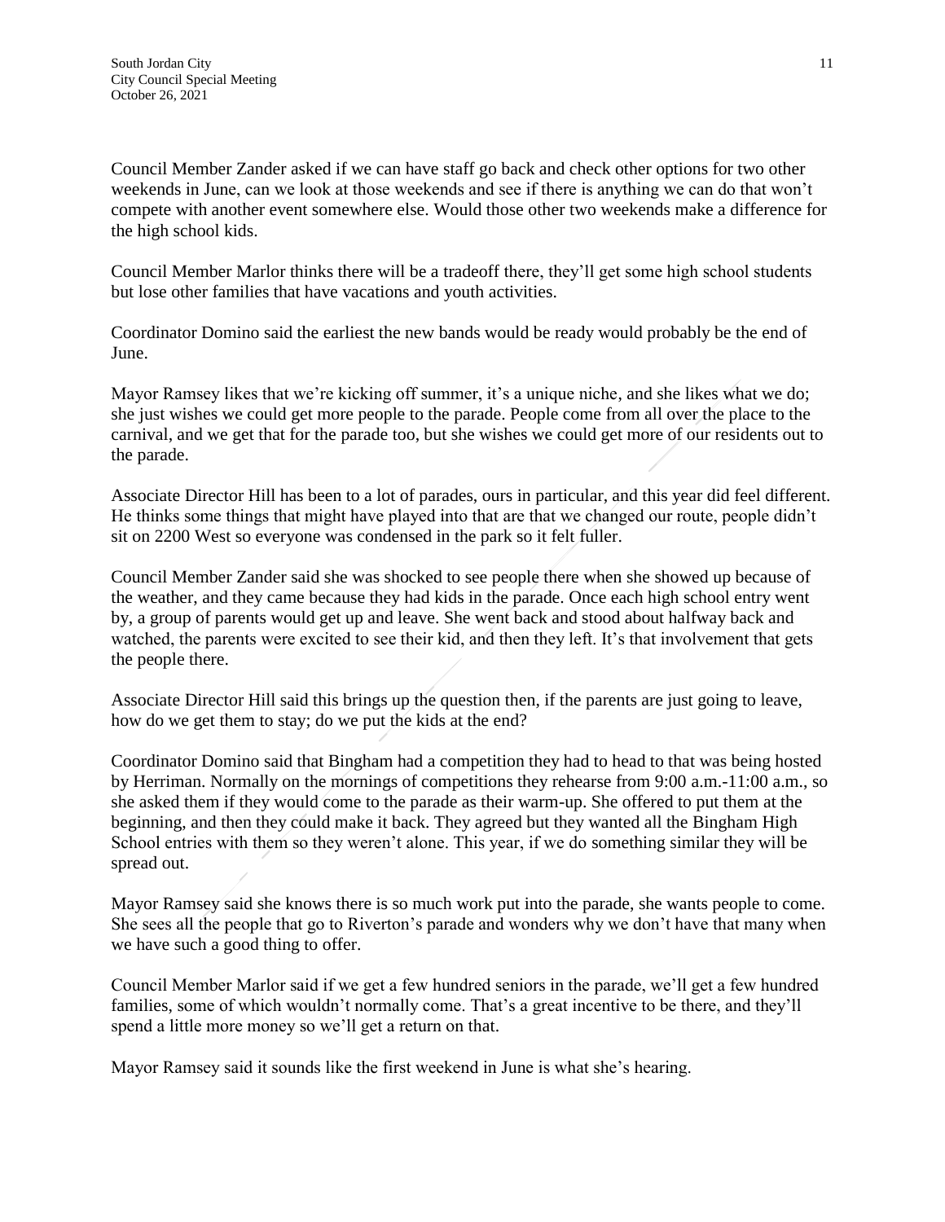Council Member Zander asked if we can have staff go back and check other options for two other weekends in June, can we look at those weekends and see if there is anything we can do that won't compete with another event somewhere else. Would those other two weekends make a difference for the high school kids.

Council Member Marlor thinks there will be a tradeoff there, they'll get some high school students but lose other families that have vacations and youth activities.

Coordinator Domino said the earliest the new bands would be ready would probably be the end of June.

Mayor Ramsey likes that we're kicking off summer, it's a unique niche, and she likes what we do; she just wishes we could get more people to the parade. People come from all over the place to the carnival, and we get that for the parade too, but she wishes we could get more of our residents out to the parade.

Associate Director Hill has been to a lot of parades, ours in particular, and this year did feel different. He thinks some things that might have played into that are that we changed our route, people didn't sit on 2200 West so everyone was condensed in the park so it felt fuller.

Council Member Zander said she was shocked to see people there when she showed up because of the weather, and they came because they had kids in the parade. Once each high school entry went by, a group of parents would get up and leave. She went back and stood about halfway back and watched, the parents were excited to see their kid, and then they left. It's that involvement that gets the people there.

Associate Director Hill said this brings up the question then, if the parents are just going to leave, how do we get them to stay; do we put the kids at the end?

Coordinator Domino said that Bingham had a competition they had to head to that was being hosted by Herriman. Normally on the mornings of competitions they rehearse from 9:00 a.m.-11:00 a.m., so she asked them if they would come to the parade as their warm-up. She offered to put them at the beginning, and then they could make it back. They agreed but they wanted all the Bingham High School entries with them so they weren't alone. This year, if we do something similar they will be spread out.

Mayor Ramsey said she knows there is so much work put into the parade, she wants people to come. She sees all the people that go to Riverton's parade and wonders why we don't have that many when we have such a good thing to offer.

Council Member Marlor said if we get a few hundred seniors in the parade, we'll get a few hundred families, some of which wouldn't normally come. That's a great incentive to be there, and they'll spend a little more money so we'll get a return on that.

Mayor Ramsey said it sounds like the first weekend in June is what she's hearing.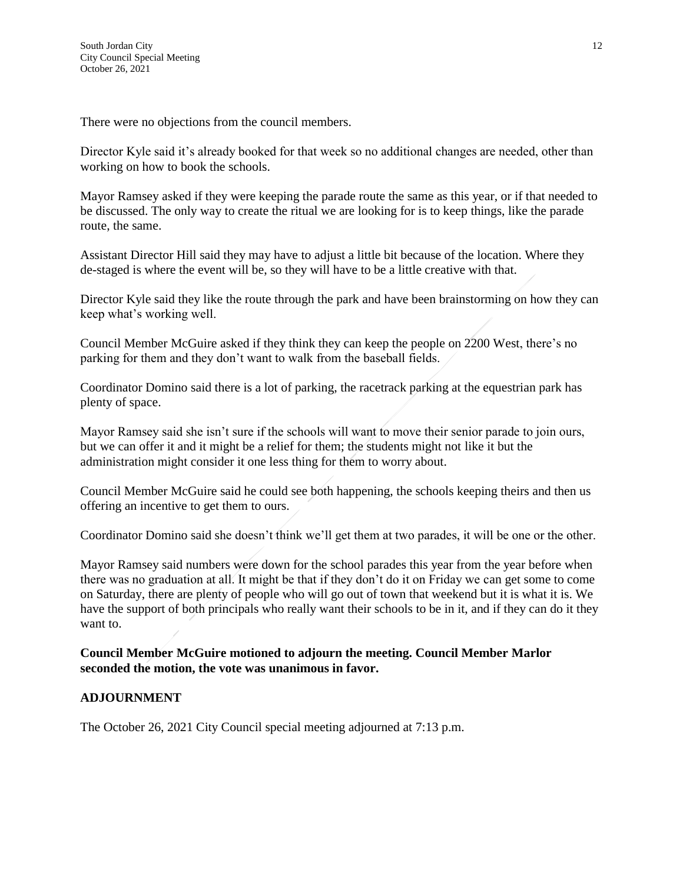There were no objections from the council members.

Director Kyle said it's already booked for that week so no additional changes are needed, other than working on how to book the schools.

Mayor Ramsey asked if they were keeping the parade route the same as this year, or if that needed to be discussed. The only way to create the ritual we are looking for is to keep things, like the parade route, the same.

Assistant Director Hill said they may have to adjust a little bit because of the location. Where they de-staged is where the event will be, so they will have to be a little creative with that.

Director Kyle said they like the route through the park and have been brainstorming on how they can keep what's working well.

Council Member McGuire asked if they think they can keep the people on 2200 West, there's no parking for them and they don't want to walk from the baseball fields.

Coordinator Domino said there is a lot of parking, the racetrack parking at the equestrian park has plenty of space.

Mayor Ramsey said she isn't sure if the schools will want to move their senior parade to join ours, but we can offer it and it might be a relief for them; the students might not like it but the administration might consider it one less thing for them to worry about.

Council Member McGuire said he could see both happening, the schools keeping theirs and then us offering an incentive to get them to ours.

Coordinator Domino said she doesn't think we'll get them at two parades, it will be one or the other.

Mayor Ramsey said numbers were down for the school parades this year from the year before when there was no graduation at all. It might be that if they don't do it on Friday we can get some to come on Saturday, there are plenty of people who will go out of town that weekend but it is what it is. We have the support of both principals who really want their schools to be in it, and if they can do it they want to.

**Council Member McGuire motioned to adjourn the meeting. Council Member Marlor seconded the motion, the vote was unanimous in favor.**

## ADJOURNMENT

The October 26, 2021 City Council special meeting adjourned at 7:13 p.m.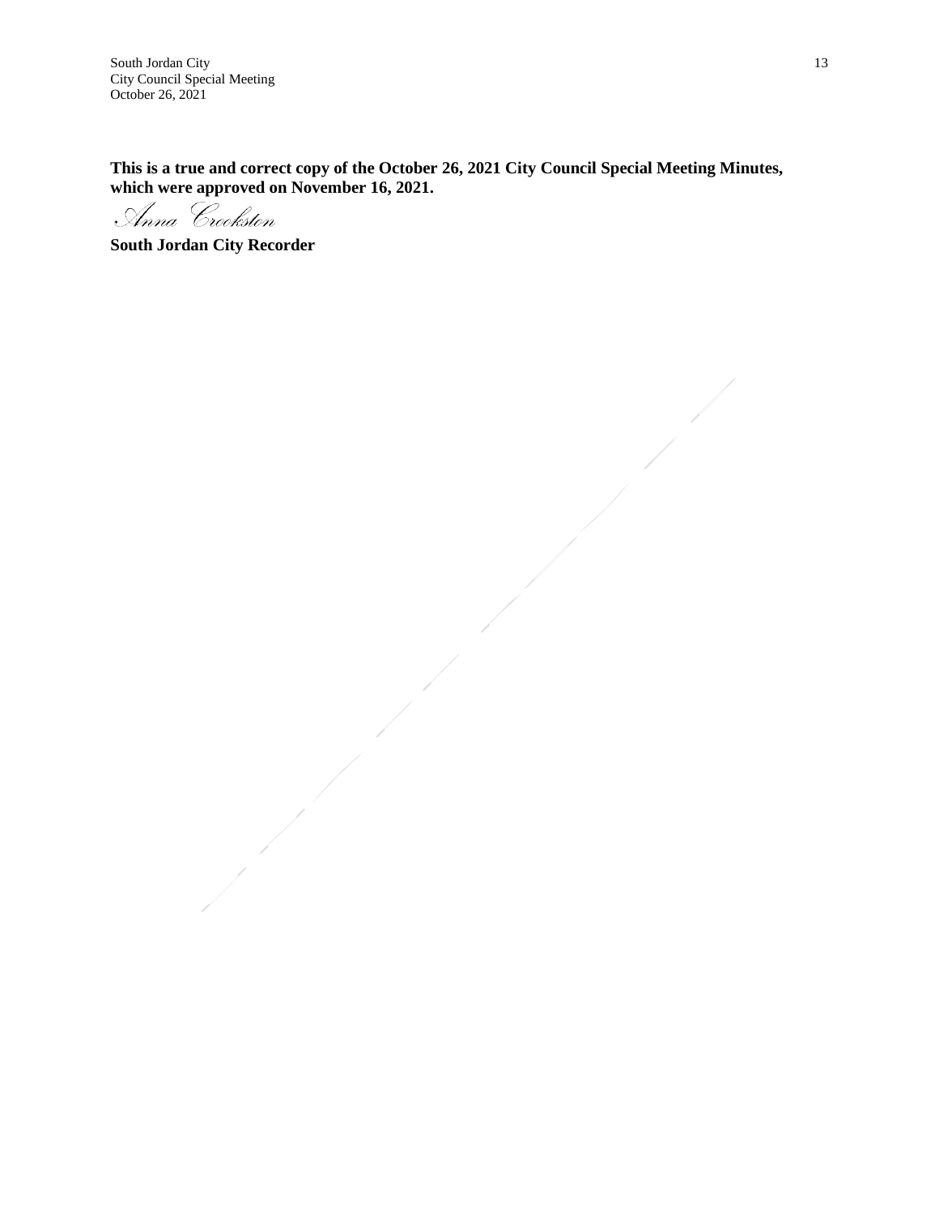**This is a true and correct copy of the October 26, 2021 City Council Special Meeting Minutes, which were approved on November 16, 2021.**

*Anna Crookston*

**South Jordan City Recorder**